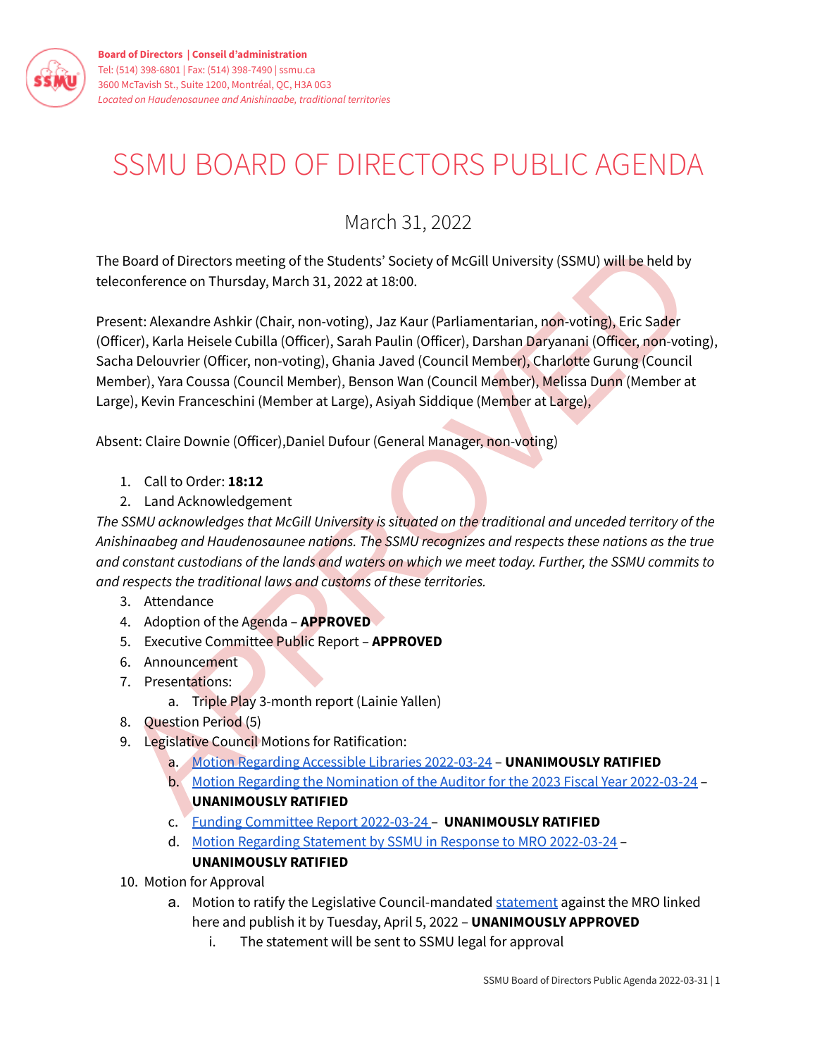Board of Directors | Conseil d'administration
Tel: (514) 398-6801 | Fax: (514) 398-7490 | ssmu.ca
3600 McTavish St., Suite 1200, Montréal, QC, H3A 0G3
*Located on Haudenosaunee and Anishinaabe, traditional territories*

# SSMU BOARD OF DIRECTORS PUBLIC AGENDA

## March 31, 2022

The Board of Directors meeting of the Students' Society of McGill University (SSMU) will be held by teleconference on Thursday, March 31, 2022 at 18:00.

Present: Alexandre Ashkir (Chair, non-voting), Jaz Kaur (Parliamentarian, non-voting), Eric Sader (Officer), Karla Heisele Cubilla (Officer), Sarah Paulin (Officer), Darshan Daryanani (Officer, non-voting), Sacha Delouvrier (Officer, non-voting), Ghania Javed (Council Member), Charlotte Gurung (Council Member), Yara Coussa (Council Member), Benson Wan (Council Member), Melissa Dunn (Member at Large), Kevin Franceschini (Member at Large), Asiyah Siddique (Member at Large),

Absent: Claire Downie (Officer),Daniel Dufour (General Manager, non-voting)

1. Call to Order: **18:12**
2. Land Acknowledgement

*The SSMU acknowledges that McGill University is situated on the traditional and unceded territory of the Anishinaabeg and Haudenosaunee nations. The SSMU recognizes and respects these nations as the true and constant custodians of the lands and waters on which we meet today. Further, the SSMU commits to and respects the traditional laws and customs of these territories.*

3. Attendance
4. Adoption of the Agenda – **APPROVED**
5. Executive Committee Public Report – **APPROVED**
6. Announcement
7. Presentations:
    a. Triple Play 3-month report (Lainie Yallen)
8. Question Period (5)
9. Legislative Council Motions for Ratification:
    a. Motion Regarding Accessible Libraries 2022-03-24 – **UNANIMOUSLY RATIFIED**
    b. Motion Regarding the Nomination of the Auditor for the 2023 Fiscal Year 2022-03-24 – **UNANIMOUSLY RATIFIED**
    c. Funding Committee Report 2022-03-24 – **UNANIMOUSLY RATIFIED**
    d. Motion Regarding Statement by SSMU in Response to MRO 2022-03-24 – **UNANIMOUSLY RATIFIED**
10. Motion for Approval
    a. Motion to ratify the Legislative Council-mandated statement against the MRO linked here and publish it by Tuesday, April 5, 2022 – **UNANIMOUSLY APPROVED**
        i. The statement will be sent to SSMU legal for approval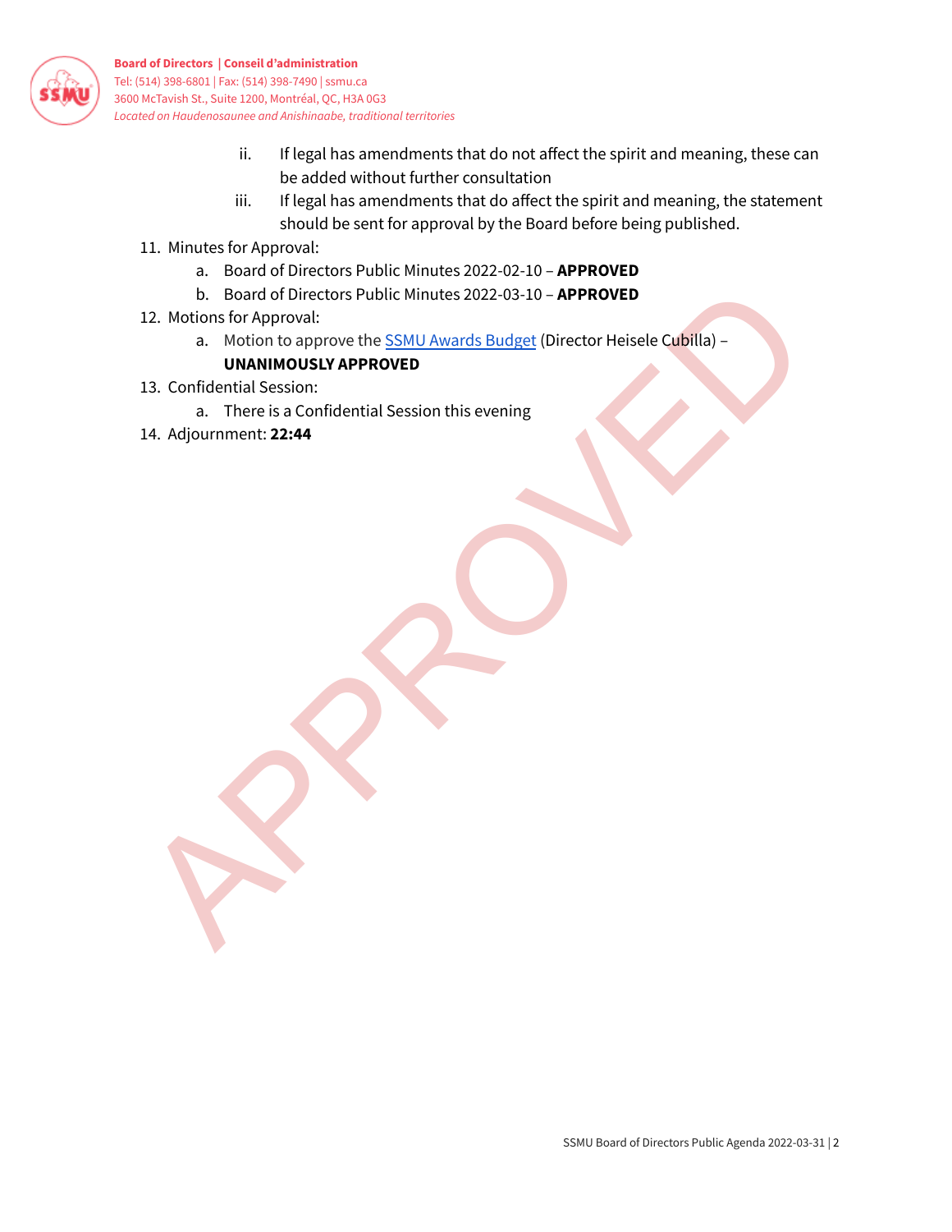ii. If legal has amendments that do not affect the spirit and meaning, these can be added without further consultation
   iii. If legal has amendments that do affect the spirit and meaning, the statement should be sent for approval by the Board before being published.

11. Minutes for Approval:
    a. Board of Directors Public Minutes 2022-02-10 – **APPROVED**
    b. Board of Directors Public Minutes 2022-03-10 – **APPROVED**
12. Motions for Approval:
    a. Motion to approve the SSMU Awards Budget (Director Heisele Cubilla) – **UNANIMOUSLY APPROVED**
13. Confidential Session:
    a. There is a Confidential Session this evening
14. Adjournment: **22:44**

APPROVED